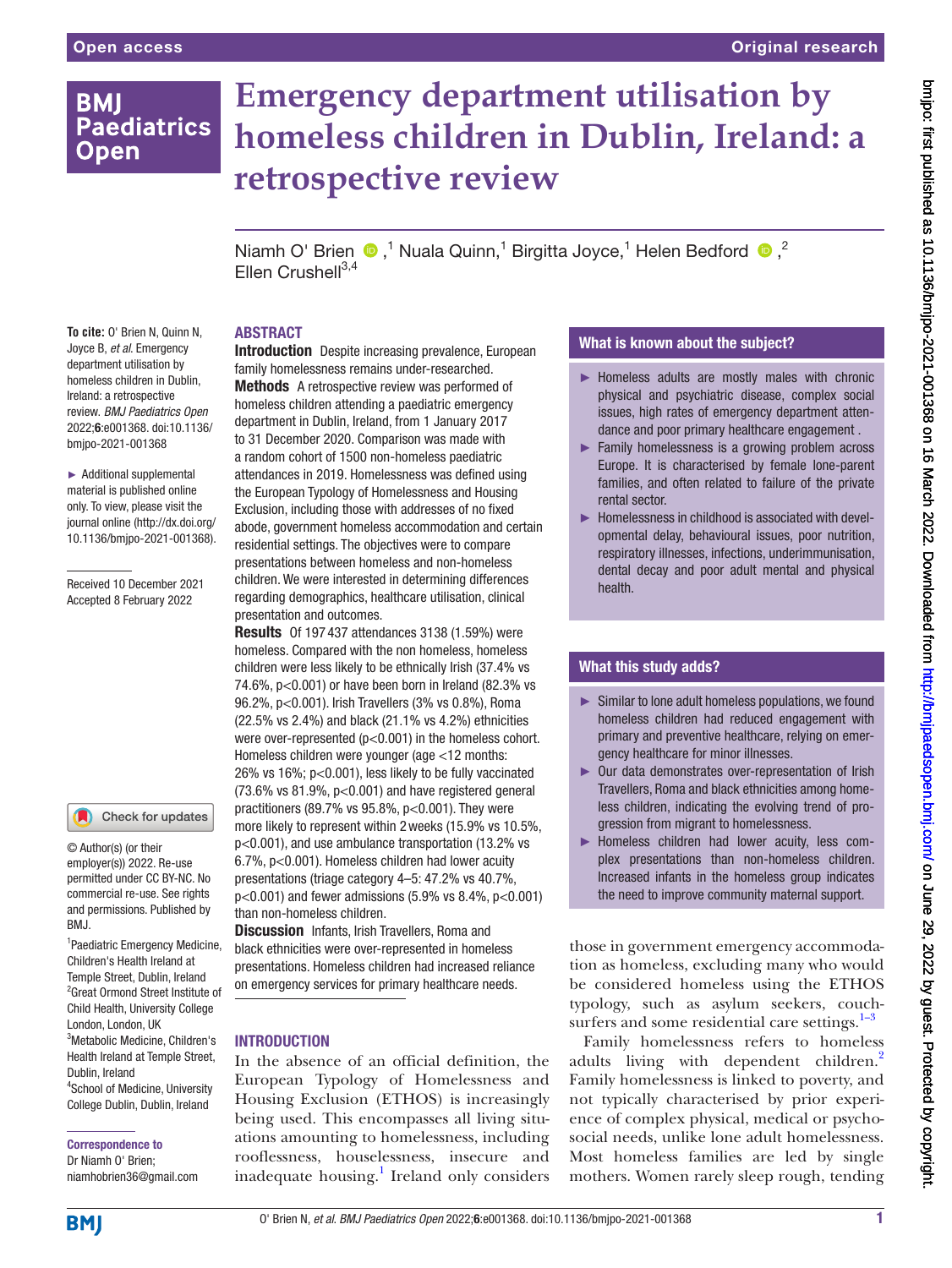# Emergency department utilisation by homeless children in Dublin, Ireland: a retrospective review

Niamh O' Brien [1], Nuala Quinn [1], Birgitta Joyce [1], Helen Bedford [2], Ellen Crushell [3,4]

**To cite:** O' Brien N, Quinn N, Joyce B, *et al.* Emergency department utilisation by homeless children in Dublin, Ireland: a retrospective review. *BMJ Paediatrics Open* 2022;**6**:e001368. doi:10.1136/bmjpo-2021-001368

► Additional supplemental material is published online only. To view, please visit the journal online (http://dx.doi.org/10.1136/bmjpo-2021-001368).

Received 10 December 2021
Accepted 8 February 2022

© Author(s) (or their employer(s)) 2022. Re-use permitted under CC BY-NC. No commercial re-use. See rights and permissions. Published by BMJ.

[1] Paediatric Emergency Medicine, Children's Health Ireland at Temple Street, Dublin, Ireland
[2] Great Ormond Street Institute of Child Health, University College London, London, UK
[3] Metabolic Medicine, Children's Health Ireland at Temple Street, Dublin, Ireland
[4] School of Medicine, University College Dublin, Dublin, Ireland

**Correspondence to**
Dr Niamh O' Brien; niamhobrien36@gmail.com

## ABSTRACT

**Introduction** Despite increasing prevalence, European family homelessness remains under-researched.

**Methods** A retrospective review was performed of homeless children attending a paediatric emergency department in Dublin, Ireland, from 1 January 2017 to 31 December 2020. Comparison was made with a random cohort of 1500 non-homeless paediatric attendances in 2019. Homelessness was defined using the European Typology of Homelessness and Housing Exclusion, including those with addresses of no fixed abode, government homeless accommodation and certain residential settings. The objectives were to compare presentations between homeless and non-homeless children. We were interested in determining differences regarding demographics, healthcare utilisation, clinical presentation and outcomes.

**Results** Of 197 437 attendances 3138 (1.59%) were homeless. Compared with the non homeless, homeless children were less likely to be ethnically Irish (37.4% vs 74.6%, p<0.001) or have been born in Ireland (82.3% vs 96.2%, p<0.001). Irish Travellers (3% vs 0.8%), Roma (22.5% vs 2.4%) and black (21.1% vs 4.2%) ethnicities were over-represented (p<0.001) in the homeless cohort. Homeless children were younger (age <12 months: 26% vs 16%; p<0.001), less likely to be fully vaccinated (73.6% vs 81.9%, p<0.001) and have registered general practitioners (89.7% vs 95.8%, p<0.001). They were more likely to represent within 2 weeks (15.9% vs 10.5%, p<0.001), and use ambulance transportation (13.2% vs 6.7%, p<0.001). Homeless children had lower acuity presentations (triage category 4–5: 47.2% vs 40.7%, p<0.001) and fewer admissions (5.9% vs 8.4%, p<0.001) than non-homeless children.

**Discussion** Infants, Irish Travellers, Roma and black ethnicities were over-represented in homeless presentations. Homeless children had increased reliance on emergency services for primary healthcare needs.

## What is known about the subject?

- Homeless adults are mostly males with chronic physical and psychiatric disease, complex social issues, high rates of emergency department attendance and poor primary healthcare engagement .
- Family homelessness is a growing problem across Europe. It is characterised by female lone-parent families, and often related to failure of the private rental sector.
- Homelessness in childhood is associated with developmental delay, behavioural issues, poor nutrition, respiratory illnesses, infections, underimmunisation, dental decay and poor adult mental and physical health.

## What this study adds?

- Similar to lone adult homeless populations, we found homeless children had reduced engagement with primary and preventive healthcare, relying on emergency healthcare for minor illnesses.
- Our data demonstrates over-representation of Irish Travellers, Roma and black ethnicities among homeless children, indicating the evolving trend of progression from migrant to homelessness.
- Homeless children had lower acuity, less complex presentations than non-homeless children. Increased infants in the homeless group indicates the need to improve community maternal support.

## INTRODUCTION

In the absence of an official definition, the European Typology of Homelessness and Housing Exclusion (ETHOS) is increasingly being used. This encompasses all living situations amounting to homelessness, including rooflessness, houselessness, insecure and inadequate housing.[1] Ireland only considers those in government emergency accommodation as homeless, excluding many who would be considered homeless using the ETHOS typology, such as asylum seekers, couchsurfers and some residential care settings.[1–3]

Family homelessness refers to homeless adults living with dependent children.[2] Family homelessness is linked to poverty, and not typically characterised by prior experience of complex physical, medical or psychosocial needs, unlike lone adult homelessness. Most homeless families are led by single mothers. Women rarely sleep rough, tending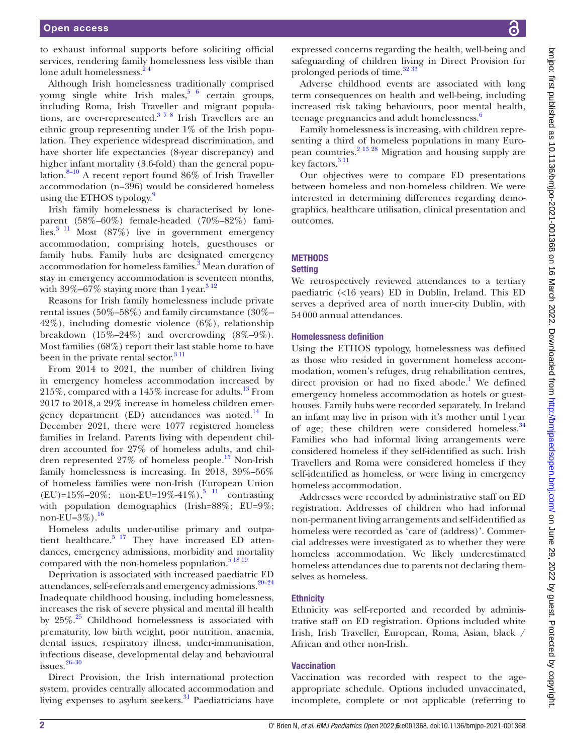to exhaust informal supports before soliciting official services, rendering family homelessness less visible than lone adult homelessness.[2 4]

Although Irish homelessness traditionally comprised young single white Irish males,[5 6] certain groups, including Roma, Irish Traveller and migrant populations, are over-represented.[3 7 8] Irish Travellers are an ethnic group representing under 1% of the Irish population. They experience widespread discrimination, and have shorter life expectancies (8-year discrepancy) and higher infant mortality (3.6-fold) than the general population.[8–10] A recent report found 86% of Irish Traveller accommodation (n=396) would be considered homeless using the ETHOS typology.[9]

Irish family homelessness is characterised by lone-parent (58%–60%) female-headed (70%–82%) families.[3 11] Most (87%) live in government emergency accommodation, comprising hotels, guesthouses or family hubs. Family hubs are designated emergency accommodation for homeless families.[3] Mean duration of stay in emergency accommodation is seventeen months, with 39%–67% staying more than 1 year.[3 12]

Reasons for Irish family homelessness include private rental issues (50%–58%) and family circumstance (30%–42%), including domestic violence (6%), relationship breakdown (15%–24%) and overcrowding (8%–9%). Most families (68%) report their last stable home to have been in the private rental sector.[3 11]

From 2014 to 2021, the number of children living in emergency homeless accommodation increased by 215%, compared with a 145% increase for adults.[13] From 2017 to 2018, a 29% increase in homeless children emergency department (ED) attendances was noted.[14] In December 2021, there were 1077 registered homeless families in Ireland. Parents living with dependent children accounted for 27% of homeless adults, and children represented 27% of homeless people.[15] Non-Irish family homelessness is increasing. In 2018, 39%–56% of homeless families were non-Irish (European Union (EU)=15%–20%; non-EU=19%-41%),[3 11] contrasting with population demographics (Irish=88%; EU=9%; non-EU=3%).[16]

Homeless adults under-utilise primary and outpatient healthcare.[5 17] They have increased ED attendances, emergency admissions, morbidity and mortality compared with the non-homeless population.[5 18 19]

Deprivation is associated with increased paediatric ED attendances, self-referrals and emergency admissions.[20–24] Inadequate childhood housing, including homelessness, increases the risk of severe physical and mental ill health by 25%.[25] Childhood homelessness is associated with prematurity, low birth weight, poor nutrition, anaemia, dental issues, respiratory illness, under-immunisation, infectious disease, developmental delay and behavioural issues.[26–30]

Direct Provision, the Irish international protection system, provides centrally allocated accommodation and living expenses to asylum seekers.[31] Paediatricians have expressed concerns regarding the health, well-being and safeguarding of children living in Direct Provision for prolonged periods of time.[32 33]

Adverse childhood events are associated with long term consequences on health and well-being, including increased risk taking behaviours, poor mental health, teenage pregnancies and adult homelessness.[6]

Family homelessness is increasing, with children representing a third of homeless populations in many European countries.[2 13 28] Migration and housing supply are key factors.[3 11]

Our objectives were to compare ED presentations between homeless and non-homeless children. We were interested in determining differences regarding demographics, healthcare utilisation, clinical presentation and outcomes.

## METHODS

### Setting

We retrospectively reviewed attendances to a tertiary paediatric (<16 years) ED in Dublin, Ireland. This ED serves a deprived area of north inner-city Dublin, with 54 000 annual attendances.

### Homelessness definition

Using the ETHOS typology, homelessness was defined as those who resided in government homeless accommodation, women's refuges, drug rehabilitation centres, direct provision or had no fixed abode.[1] We defined emergency homeless accommodation as hotels or guesthouses. Family hubs were recorded separately. In Ireland an infant may live in prison with it's mother until 1 year of age; these children were considered homeless.[34] Families who had informal living arrangements were considered homeless if they self-identified as such. Irish Travellers and Roma were considered homeless if they self-identified as homeless, or were living in emergency homeless accommodation.

Addresses were recorded by administrative staff on ED registration. Addresses of children who had informal non-permanent living arrangements and self-identified as homeless were recorded as 'care of (address)'. Commercial addresses were investigated as to whether they were homeless accommodation. We likely underestimated homeless attendances due to parents not declaring themselves as homeless.

### Ethnicity

Ethnicity was self-reported and recorded by administrative staff on ED registration. Options included white Irish, Irish Traveller, European, Roma, Asian, black / African and other non-Irish.

### Vaccination

Vaccination was recorded with respect to the age-appropriate schedule. Options included unvaccinated, incomplete, complete or not applicable (referring to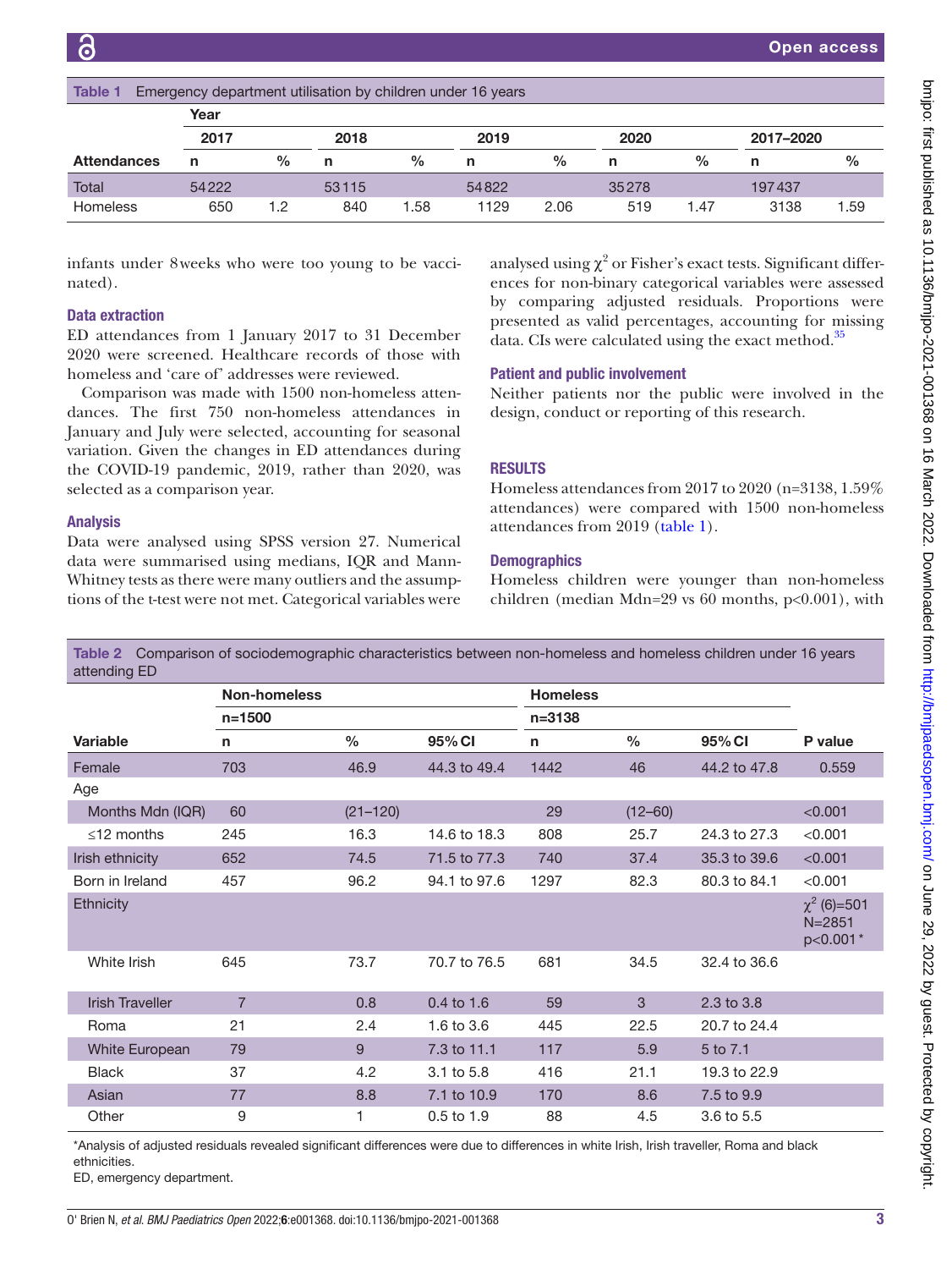**Table 1** Emergency department utilisation by children under 16 years

| | Year | | | | | | | | | |
|---|---|---|---|---|---|---|---|---|---|---|
| | 2017 | | 2018 | | 2019 | | 2020 | | 2017–2020 | |
| **Attendances** | n | % | n | % | n | % | n | % | n | % |
| Total | 54222 | | 53115 | | 54822 | | 35278 | | 197437 | |
| Homeless | 650 | 1.2 | 840 | 1.58 | 1129 | 2.06 | 519 | 1.47 | 3138 | 1.59 |

infants under 8 weeks who were too young to be vaccinated).

### Data extraction

ED attendances from 1 January 2017 to 31 December 2020 were screened. Healthcare records of those with homeless and 'care of' addresses were reviewed.

Comparison was made with 1500 non-homeless attendances. The first 750 non-homeless attendances in January and July were selected, accounting for seasonal variation. Given the changes in ED attendances during the COVID-19 pandemic, 2019, rather than 2020, was selected as a comparison year.

### Analysis

Data were analysed using SPSS version 27. Numerical data were summarised using medians, IQR and Mann-Whitney tests as there were many outliers and the assumptions of the t-test were not met. Categorical variables were analysed using $\chi^2$ or Fisher's exact tests. Significant differences for non-binary categorical variables were assessed by comparing adjusted residuals. Proportions were presented as valid percentages, accounting for missing data. CIs were calculated using the exact method.[35]

### Patient and public involvement

Neither patients nor the public were involved in the design, conduct or reporting of this research.

## RESULTS

Homeless attendances from 2017 to 2020 (n=3138, 1.59% attendances) were compared with 1500 non-homeless attendances from 2019 (table 1).

### Demographics

Homeless children were younger than non-homeless children (median Mdn=29 vs 60 months, p<0.001), with

**Table 2** Comparison of sociodemographic characteristics between non-homeless and homeless children under 16 years attending ED

| | Non-homeless | | | Homeless | | | |
|---|---|---|---|---|---|---|---|
| | n=1500 | | | n=3138 | | | |
| **Variable** | n | % | 95% CI | n | % | 95% CI | P value |
| Female | 703 | 46.9 | 44.3 to 49.4 | 1442 | 46 | 44.2 to 47.8 | 0.559 |
| Age | | | | | | | |
| Months Mdn (IQR) | 60 | (21–120) | | 29 | (12–60) | | <0.001 |
| ≤12 months | 245 | 16.3 | 14.6 to 18.3 | 808 | 25.7 | 24.3 to 27.3 | <0.001 |
| Irish ethnicity | 652 | 74.5 | 71.5 to 77.3 | 740 | 37.4 | 35.3 to 39.6 | <0.001 |
| Born in Ireland | 457 | 96.2 | 94.1 to 97.6 | 1297 | 82.3 | 80.3 to 84.1 | <0.001 |
| Ethnicity | | | | | | | $\chi^2$ (6)=501 N=2851 p<0.001* |
| White Irish | 645 | 73.7 | 70.7 to 76.5 | 681 | 34.5 | 32.4 to 36.6 | |
| Irish Traveller | 7 | 0.8 | 0.4 to 1.6 | 59 | 3 | 2.3 to 3.8 | |
| Roma | 21 | 2.4 | 1.6 to 3.6 | 445 | 22.5 | 20.7 to 24.4 | |
| White European | 79 | 9 | 7.3 to 11.1 | 117 | 5.9 | 5 to 7.1 | |
| Black | 37 | 4.2 | 3.1 to 5.8 | 416 | 21.1 | 19.3 to 22.9 | |
| Asian | 77 | 8.8 | 7.1 to 10.9 | 170 | 8.6 | 7.5 to 9.9 | |
| Other | 9 | 1 | 0.5 to 1.9 | 88 | 4.5 | 3.6 to 5.5 | |

*Analysis of adjusted residuals revealed significant differences were due to differences in white Irish, Irish traveller, Roma and black ethnicities.

ED, emergency department.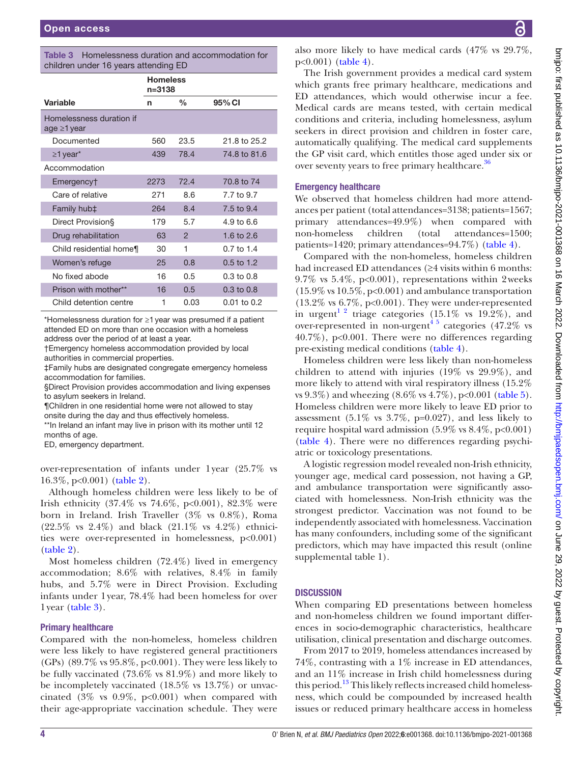**Table 3** Homelessness duration and accommodation for children under 16 years attending ED

| Variable | Homeless n=3138 | | |
|---|---|---|---|
| | n | % | 95% CI |
| Homelessness duration if age ≥1 year | | | |
| Documented | 560 | 23.5 | 21.8 to 25.2 |
| ≥1 year* | 439 | 78.4 | 74.8 to 81.6 |
| Accommodation | | | |
| Emergency† | 2273 | 72.4 | 70.8 to 74 |
| Care of relative | 271 | 8.6 | 7.7 to 9.7 |
| Family hub‡ | 264 | 8.4 | 7.5 to 9.4 |
| Direct Provision§ | 179 | 5.7 | 4.9 to 6.6 |
| Drug rehabilitation | 63 | 2 | 1.6 to 2.6 |
| Child residential home¶ | 30 | 1 | 0.7 to 1.4 |
| Women's refuge | 25 | 0.8 | 0.5 to 1.2 |
| No fixed abode | 16 | 0.5 | 0.3 to 0.8 |
| Prison with mother** | 16 | 0.5 | 0.3 to 0.8 |
| Child detention centre | 1 | 0.03 | 0.01 to 0.2 |

*Homelessness duration for ≥1 year was presumed if a patient attended ED on more than one occasion with a homeless address over the period of at least a year.
†Emergency homeless accommodation provided by local authorities in commercial properties.
‡Family hubs are designated congregate emergency homeless accommodation for families.
§Direct Provision provides accommodation and living expenses to asylum seekers in Ireland.
¶Children in one residential home were not allowed to stay onsite during the day and thus effectively homeless.
**In Ireland an infant may live in prison with its mother until 12 months of age.
ED, emergency department.

over-representation of infants under 1 year (25.7% vs 16.3%, p<0.001) (table 2).

Although homeless children were less likely to be of Irish ethnicity (37.4% vs 74.6%, p<0.001), 82.3% were born in Ireland. Irish Traveller (3% vs 0.8%), Roma (22.5% vs 2.4%) and black (21.1% vs 4.2%) ethnicities were over-represented in homelessness, p<0.001 (table 2).

Most homeless children (72.4%) lived in emergency accommodation; 8.6% with relatives, 8.4% in family hubs, and 5.7% were in Direct Provision. Excluding infants under 1 year, 78.4% had been homeless for over 1 year (table 3).

### Primary healthcare

Compared with the non-homeless, homeless children were less likely to have registered general practitioners (GPs) (89.7% vs 95.8%, p<0.001). They were less likely to be fully vaccinated (73.6% vs 81.9%) and more likely to be incompletely vaccinated (18.5% vs 13.7%) or unvaccinated (3% vs 0.9%, p<0.001) when compared with their age-appropriate vaccination schedule. They were also more likely to have medical cards (47% vs 29.7%, p<0.001) (table 4).

The Irish government provides a medical card system which grants free primary healthcare, medications and ED attendances, which would otherwise incur a fee. Medical cards are means tested, with certain medical conditions and criteria, including homelessness, asylum seekers in direct provision and children in foster care, automatically qualifying. The medical card supplements the GP visit card, which entitles those aged under six or over seventy years to free primary healthcare.[36]

### Emergency healthcare

We observed that homeless children had more attendances per patient (total attendances=3138; patients=1567; primary attendances=49.9%) when compared with non-homeless children (total attendances=1500; patients=1420; primary attendances=94.7%) (table 4).

Compared with the non-homeless, homeless children had increased ED attendances (≥4 visits within 6 months: 9.7% vs 5.4%, p<0.001), representations within 2 weeks (15.9% vs 10.5%, p<0.001) and ambulance transportation (13.2% vs 6.7%, p<0.001). They were under-represented in urgent[1 2] triage categories (15.1% vs 19.2%), and over-represented in non-urgent[4 5] categories (47.2% vs 40.7%), p<0.001. There were no differences regarding pre-existing medical conditions (table 4).

Homeless children were less likely than non-homeless children to attend with injuries (19% vs 29.9%), and more likely to attend with viral respiratory illness (15.2% vs 9.3%) and wheezing (8.6% vs 4.7%), p<0.001 (table 5). Homeless children were more likely to leave ED prior to assessment (5.1% vs 3.7%, p=0.027), and less likely to require hospital ward admission (5.9% vs 8.4%, p<0.001) (table 4). There were no differences regarding psychiatric or toxicology presentations.

A logistic regression model revealed non-Irish ethnicity, younger age, medical card possession, not having a GP, and ambulance transportation were significantly associated with homelessness. Non-Irish ethnicity was the strongest predictor. Vaccination was not found to be independently associated with homelessness. Vaccination has many confounders, including some of the significant predictors, which may have impacted this result (online supplemental table 1).

## DISCUSSION

When comparing ED presentations between homeless and non-homeless children we found important differences in socio-demographic characteristics, healthcare utilisation, clinical presentation and discharge outcomes.

From 2017 to 2019, homeless attendances increased by 74%, contrasting with a 1% increase in ED attendances, and an 11% increase in Irish child homelessness during this period.[13] This likely reflects increased child homelessness, which could be compounded by increased health issues or reduced primary healthcare access in homeless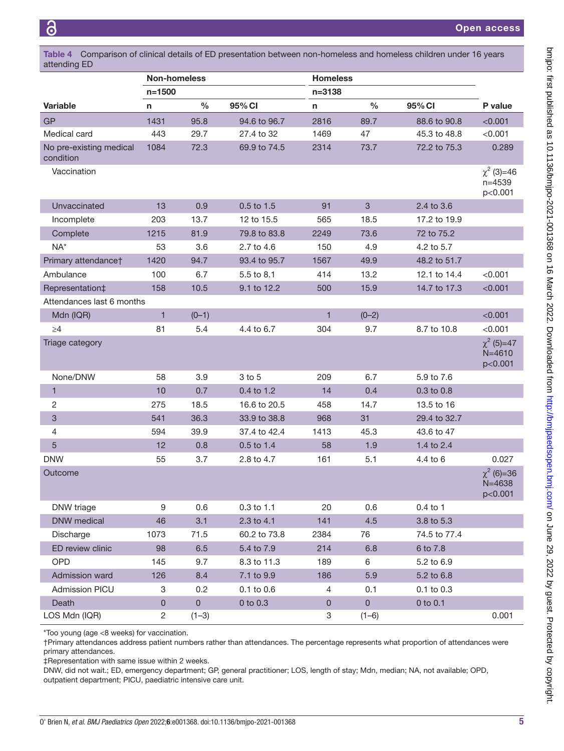**Table 4** Comparison of clinical details of ED presentation between non-homeless and homeless children under 16 years attending ED

| Variable | Non-homeless n=1500 | | | Homeless n=3138 | | | P value |
|---|---|---|---|---|---|---|---|
| | n | % | 95% CI | n | % | 95% CI | |
| GP | 1431 | 95.8 | 94.6 to 96.7 | 2816 | 89.7 | 88.6 to 90.8 | <0.001 |
| Medical card | 443 | 29.7 | 27.4 to 32 | 1469 | 47 | 45.3 to 48.8 | <0.001 |
| No pre-existing medical condition | 1084 | 72.3 | 69.9 to 74.5 | 2314 | 73.7 | 72.2 to 75.3 | 0.289 |
| Vaccination | | | | | | | $\chi^2$ (3)=46 n=4539 p<0.001 |
| Unvaccinated | 13 | 0.9 | 0.5 to 1.5 | 91 | 3 | 2.4 to 3.6 | |
| Incomplete | 203 | 13.7 | 12 to 15.5 | 565 | 18.5 | 17.2 to 19.9 | |
| Complete | 1215 | 81.9 | 79.8 to 83.8 | 2249 | 73.6 | 72 to 75.2 | |
| NA* | 53 | 3.6 | 2.7 to 4.6 | 150 | 4.9 | 4.2 to 5.7 | |
| Primary attendance† | 1420 | 94.7 | 93.4 to 95.7 | 1567 | 49.9 | 48.2 to 51.7 | |
| Ambulance | 100 | 6.7 | 5.5 to 8.1 | 414 | 13.2 | 12.1 to 14.4 | <0.001 |
| Representation‡ | 158 | 10.5 | 9.1 to 12.2 | 500 | 15.9 | 14.7 to 17.3 | <0.001 |
| Attendances last 6 months | | | | | | | |
| Mdn (IQR) | 1 | (0–1) | | 1 | (0–2) | | <0.001 |
| ≥4 | 81 | 5.4 | 4.4 to 6.7 | 304 | 9.7 | 8.7 to 10.8 | <0.001 |
| Triage category | | | | | | | $\chi^2$ (5)=47 N=4610 p<0.001 |
| None/DNW | 58 | 3.9 | 3 to 5 | 209 | 6.7 | 5.9 to 7.6 | |
| 1 | 10 | 0.7 | 0.4 to 1.2 | 14 | 0.4 | 0.3 to 0.8 | |
| 2 | 275 | 18.5 | 16.6 to 20.5 | 458 | 14.7 | 13.5 to 16 | |
| 3 | 541 | 36.3 | 33.9 to 38.8 | 968 | 31 | 29.4 to 32.7 | |
| 4 | 594 | 39.9 | 37.4 to 42.4 | 1413 | 45.3 | 43.6 to 47 | |
| 5 | 12 | 0.8 | 0.5 to 1.4 | 58 | 1.9 | 1.4 to 2.4 | |
| DNW | 55 | 3.7 | 2.8 to 4.7 | 161 | 5.1 | 4.4 to 6 | 0.027 |
| Outcome | | | | | | | $\chi^2$ (6)=36 N=4638 p<0.001 |
| DNW triage | 9 | 0.6 | 0.3 to 1.1 | 20 | 0.6 | 0.4 to 1 | |
| DNW medical | 46 | 3.1 | 2.3 to 4.1 | 141 | 4.5 | 3.8 to 5.3 | |
| Discharge | 1073 | 71.5 | 60.2 to 73.8 | 2384 | 76 | 74.5 to 77.4 | |
| ED review clinic | 98 | 6.5 | 5.4 to 7.9 | 214 | 6.8 | 6 to 7.8 | |
| OPD | 145 | 9.7 | 8.3 to 11.3 | 189 | 6 | 5.2 to 6.9 | |
| Admission ward | 126 | 8.4 | 7.1 to 9.9 | 186 | 5.9 | 5.2 to 6.8 | |
| Admission PICU | 3 | 0.2 | 0.1 to 0.6 | 4 | 0.1 | 0.1 to 0.3 | |
| Death | 0 | 0 | 0 to 0.3 | 0 | 0 | 0 to 0.1 | |
| LOS Mdn (IQR) | 2 | (1–3) | | 3 | (1–6) | | 0.001 |

*Too young (age <8 weeks) for vaccination.
†Primary attendances address patient numbers rather than attendances. The percentage represents what proportion of attendances were primary attendances.
‡Representation with same issue within 2 weeks.
DNW, did not wait.; ED, emergency department; GP, general practitioner; LOS, length of stay; Mdn, median; NA, not available; OPD, outpatient department; PICU, paediatric intensive care unit.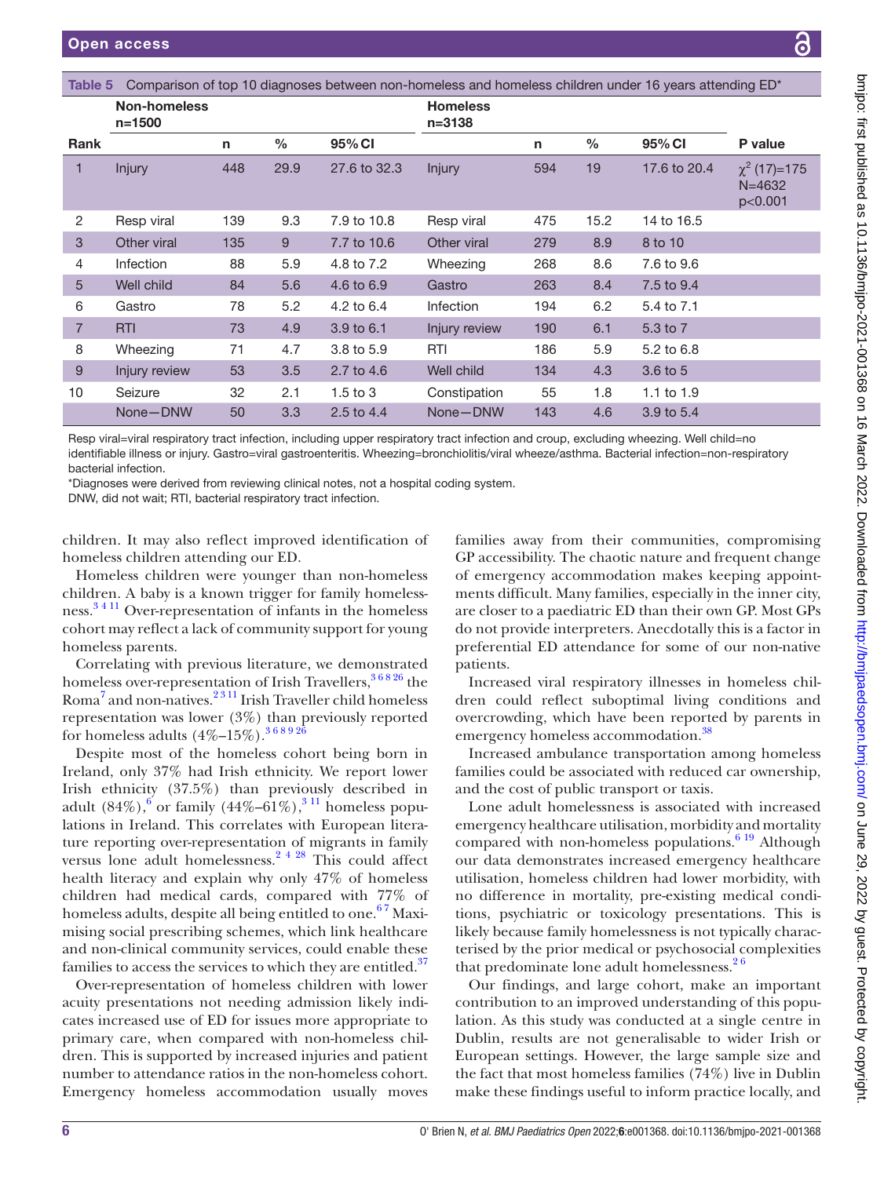Table 5 Comparison of top 10 diagnoses between non-homeless and homeless children under 16 years attending ED*

| Rank | Non-homeless n=1500 | n | % | 95% CI | Homeless n=3138 | n | % | 95% CI | P value |
|---|---|---|---|---|---|---|---|---|---|
| 1 | Injury | 448 | 29.9 | 27.6 to 32.3 | Injury | 594 | 19 | 17.6 to 20.4 | $\chi^2$ (17)=175 N=4632 p<0.001 |
| 2 | Resp viral | 139 | 9.3 | 7.9 to 10.8 | Resp viral | 475 | 15.2 | 14 to 16.5 | |
| 3 | Other viral | 135 | 9 | 7.7 to 10.6 | Other viral | 279 | 8.9 | 8 to 10 | |
| 4 | Infection | 88 | 5.9 | 4.8 to 7.2 | Wheezing | 268 | 8.6 | 7.6 to 9.6 | |
| 5 | Well child | 84 | 5.6 | 4.6 to 6.9 | Gastro | 263 | 8.4 | 7.5 to 9.4 | |
| 6 | Gastro | 78 | 5.2 | 4.2 to 6.4 | Infection | 194 | 6.2 | 5.4 to 7.1 | |
| 7 | RTI | 73 | 4.9 | 3.9 to 6.1 | Injury review | 190 | 6.1 | 5.3 to 7 | |
| 8 | Wheezing | 71 | 4.7 | 3.8 to 5.9 | RTI | 186 | 5.9 | 5.2 to 6.8 | |
| 9 | Injury review | 53 | 3.5 | 2.7 to 4.6 | Well child | 134 | 4.3 | 3.6 to 5 | |
| 10 | Seizure | 32 | 2.1 | 1.5 to 3 | Constipation | 55 | 1.8 | 1.1 to 1.9 | |
| | None—DNW | 50 | 3.3 | 2.5 to 4.4 | None—DNW | 143 | 4.6 | 3.9 to 5.4 | |

Resp viral=viral respiratory tract infection, including upper respiratory tract infection and croup, excluding wheezing. Well child=no identifiable illness or injury. Gastro=viral gastroenteritis. Wheezing=bronchiolitis/viral wheeze/asthma. Bacterial infection=non-respiratory bacterial infection.

*Diagnoses were derived from reviewing clinical notes, not a hospital coding system.

DNW, did not wait; RTI, bacterial respiratory tract infection.

children. It may also reflect improved identification of homeless children attending our ED.

Homeless children were younger than non-homeless children. A baby is a known trigger for family homelessness.[3 4 11] Over-representation of infants in the homeless cohort may reflect a lack of community support for young homeless parents.

Correlating with previous literature, we demonstrated homeless over-representation of Irish Travellers,[3 6 8 26] the Roma[7] and non-natives.[2 3 11] Irish Traveller child homeless representation was lower (3%) than previously reported for homeless adults (4%–15%).[3 6 8 9 26]

Despite most of the homeless cohort being born in Ireland, only 37% had Irish ethnicity. We report lower Irish ethnicity (37.5%) than previously described in adult (84%),[6] or family (44%–61%),[3 11] homeless populations in Ireland. This correlates with European literature reporting over-representation of migrants in family versus lone adult homelessness.[2 4 28] This could affect health literacy and explain why only 47% of homeless children had medical cards, compared with 77% of homeless adults, despite all being entitled to one.[6 7] Maximising social prescribing schemes, which link healthcare and non-clinical community services, could enable these families to access the services to which they are entitled.[37]

Over-representation of homeless children with lower acuity presentations not needing admission likely indicates increased use of ED for issues more appropriate to primary care, when compared with non-homeless children. This is supported by increased injuries and patient number to attendance ratios in the non-homeless cohort. Emergency homeless accommodation usually moves families away from their communities, compromising GP accessibility. The chaotic nature and frequent change of emergency accommodation makes keeping appointments difficult. Many families, especially in the inner city, are closer to a paediatric ED than their own GP. Most GPs do not provide interpreters. Anecdotally this is a factor in preferential ED attendance for some of our non-native patients.

Increased viral respiratory illnesses in homeless children could reflect suboptimal living conditions and overcrowding, which have been reported by parents in emergency homeless accommodation.[38]

Increased ambulance transportation among homeless families could be associated with reduced car ownership, and the cost of public transport or taxis.

Lone adult homelessness is associated with increased emergency healthcare utilisation, morbidity and mortality compared with non-homeless populations.[6 19] Although our data demonstrates increased emergency healthcare utilisation, homeless children had lower morbidity, with no difference in mortality, pre-existing medical conditions, psychiatric or toxicology presentations. This is likely because family homelessness is not typically characterised by the prior medical or psychosocial complexities that predominate lone adult homelessness.[2 6]

Our findings, and large cohort, make an important contribution to an improved understanding of this population. As this study was conducted at a single centre in Dublin, results are not generalisable to wider Irish or European settings. However, the large sample size and the fact that most homeless families (74%) live in Dublin make these findings useful to inform practice locally, and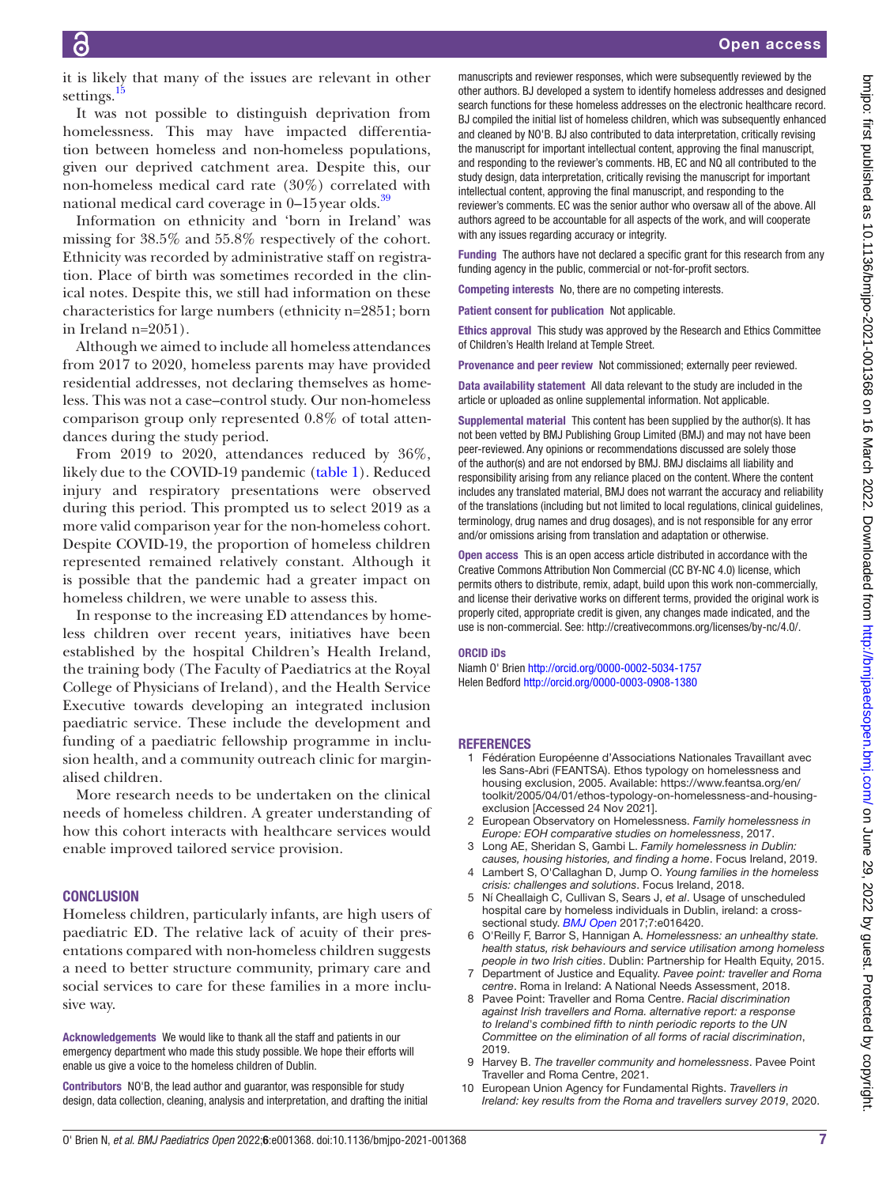it is likely that many of the issues are relevant in other settings.[15]

It was not possible to distinguish deprivation from homelessness. This may have impacted differentiation between homeless and non-homeless populations, given our deprived catchment area. Despite this, our non-homeless medical card rate (30%) correlated with national medical card coverage in 0–15 year olds.[39]

Information on ethnicity and 'born in Ireland' was missing for 38.5% and 55.8% respectively of the cohort. Ethnicity was recorded by administrative staff on registration. Place of birth was sometimes recorded in the clinical notes. Despite this, we still had information on these characteristics for large numbers (ethnicity n=2851; born in Ireland n=2051).

Although we aimed to include all homeless attendances from 2017 to 2020, homeless parents may have provided residential addresses, not declaring themselves as homeless. This was not a case–control study. Our non-homeless comparison group only represented 0.8% of total attendances during the study period.

From 2019 to 2020, attendances reduced by 36%, likely due to the COVID-19 pandemic (table 1). Reduced injury and respiratory presentations were observed during this period. This prompted us to select 2019 as a more valid comparison year for the non-homeless cohort. Despite COVID-19, the proportion of homeless children represented remained relatively constant. Although it is possible that the pandemic had a greater impact on homeless children, we were unable to assess this.

In response to the increasing ED attendances by homeless children over recent years, initiatives have been established by the hospital Children's Health Ireland, the training body (The Faculty of Paediatrics at the Royal College of Physicians of Ireland), and the Health Service Executive towards developing an integrated inclusion paediatric service. These include the development and funding of a paediatric fellowship programme in inclusion health, and a community outreach clinic for marginalised children.

More research needs to be undertaken on the clinical needs of homeless children. A greater understanding of how this cohort interacts with healthcare services would enable improved tailored service provision.

## CONCLUSION

Homeless children, particularly infants, are high users of paediatric ED. The relative lack of acuity of their presentations compared with non-homeless children suggests a need to better structure community, primary care and social services to care for these families in a more inclusive way.

**Acknowledgements** We would like to thank all the staff and patients in our emergency department who made this study possible. We hope their efforts will enable us give a voice to the homeless children of Dublin.

**Contributors** NO'B, the lead author and guarantor, was responsible for study design, data collection, cleaning, analysis and interpretation, and drafting the initial manuscripts and reviewer responses, which were subsequently reviewed by the other authors. BJ developed a system to identify homeless addresses and designed search functions for these homeless addresses on the electronic healthcare record. BJ compiled the initial list of homeless children, which was subsequently enhanced and cleaned by NO'B. BJ also contributed to data interpretation, critically revising the manuscript for important intellectual content, approving the final manuscript, and responding to the reviewer's comments. HB, EC and NQ all contributed to the study design, data interpretation, critically revising the manuscript for important intellectual content, approving the final manuscript, and responding to the reviewer's comments. EC was the senior author who oversaw all of the above. All authors agreed to be accountable for all aspects of the work, and will cooperate with any issues regarding accuracy or integrity.

**Funding** The authors have not declared a specific grant for this research from any funding agency in the public, commercial or not-for-profit sectors.

**Competing interests** No, there are no competing interests.

**Patient consent for publication** Not applicable.

**Ethics approval** This study was approved by the Research and Ethics Committee of Children's Health Ireland at Temple Street.

**Provenance and peer review** Not commissioned; externally peer reviewed.

**Data availability statement** All data relevant to the study are included in the article or uploaded as online supplemental information. Not applicable.

**Supplemental material** This content has been supplied by the author(s). It has not been vetted by BMJ Publishing Group Limited (BMJ) and may not have been peer-reviewed. Any opinions or recommendations discussed are solely those of the author(s) and are not endorsed by BMJ. BMJ disclaims all liability and responsibility arising from any reliance placed on the content. Where the content includes any translated material, BMJ does not warrant the accuracy and reliability of the translations (including but not limited to local regulations, clinical guidelines, terminology, drug names and drug dosages), and is not responsible for any error and/or omissions arising from translation and adaptation or otherwise.

**Open access** This is an open access article distributed in accordance with the Creative Commons Attribution Non Commercial (CC BY-NC 4.0) license, which permits others to distribute, remix, adapt, build upon this work non-commercially, and license their derivative works on different terms, provided the original work is properly cited, appropriate credit is given, any changes made indicated, and the use is non-commercial. See: http://creativecommons.org/licenses/by-nc/4.0/.

### ORCID iDs

Niamh O' Brien http://orcid.org/0000-0002-5034-1757
Helen Bedford http://orcid.org/0000-0003-0908-1380

## REFERENCES

1. Fédération Européenne d'Associations Nationales Travaillant avec les Sans-Abri (FEANTSA). Ethos typology on homelessness and housing exclusion, 2005. Available: https://www.feantsa.org/en/toolkit/2005/04/01/ethos-typology-on-homelessness-and-housing-exclusion [Accessed 24 Nov 2021].
2. European Observatory on Homelessness. *Family homelessness in Europe: EOH comparative studies on homelessness*, 2017.
3. Long AE, Sheridan S, Gambi L. *Family homelessness in Dublin: causes, housing histories, and finding a home*. Focus Ireland, 2019.
4. Lambert S, O'Callaghan D, Jump O. *Young families in the homeless crisis: challenges and solutions*. Focus Ireland, 2018.
5. Ní Cheallaigh C, Cullivan S, Sears J, *et al*. Usage of unscheduled hospital care by homeless individuals in Dublin, ireland: a cross-sectional study. *BMJ Open* 2017;7:e016420.
6. O'Reilly F, Barror S, Hannigan A. *Homelessness: an unhealthy state. health status, risk behaviours and service utilisation among homeless people in two Irish cities*. Dublin: Partnership for Health Equity, 2015.
7. Department of Justice and Equality. *Pavee point: traveller and Roma centre*. Roma in Ireland: A National Needs Assessment, 2018.
8. Pavee Point: Traveller and Roma Centre. *Racial discrimination against Irish travellers and Roma. alternative report: a response to Ireland's combined fifth to ninth periodic reports to the UN Committee on the elimination of all forms of racial discrimination*, 2019.
9. Harvey B. *The traveller community and homelessness*. Pavee Point Traveller and Roma Centre, 2021.
10. European Union Agency for Fundamental Rights. *Travellers in Ireland: key results from the Roma and travellers survey 2019*, 2020.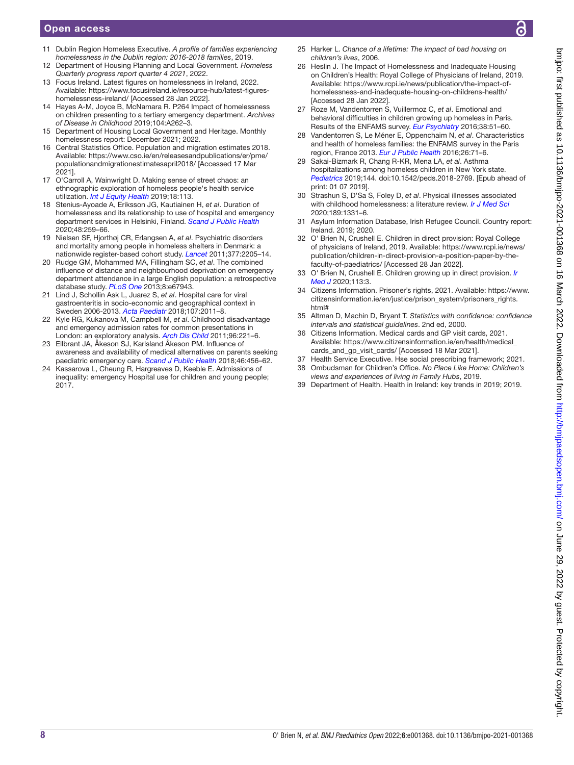11. Dublin Region Homeless Executive. *A profile of families experiencing homelessness in the Dublin region: 2016-2018 families*, 2019.
12. Department of Housing Planning and Local Government. *Homeless Quarterly progress report quarter 4 2021*, 2022.
13. Focus Ireland. Latest figures on homelessness in Ireland, 2022. Available: https://www.focusireland.ie/resource-hub/latest-figures-homelessness-ireland/ [Accessed 28 Jan 2022].
14. Hayes A-M, Joyce B, McNamara R. P264 Impact of homelessness on children presenting to a tertiary emergency department. *Archives of Disease in Childhood* 2019;104:A262–3.
15. Department of Housing Local Government and Heritage. Monthly homelessness report: December 2021; 2022.
16. Central Statistics Office. Population and migration estimates 2018. Available: https://www.cso.ie/en/releasesandpublications/er/pme/populationandmigrationestimatesapril2018/ [Accessed 17 Mar 2021].
17. O'Carroll A, Wainwright D. Making sense of street chaos: an ethnographic exploration of homeless people's health service utilization. *Int J Equity Health* 2019;18:113.
18. Stenius-Ayoade A, Eriksson JG, Kautiainen H, *et al*. Duration of homelessness and its relationship to use of hospital and emergency department services in Helsinki, Finland. *Scand J Public Health* 2020;48:259–66.
19. Nielsen SF, Hjorthøj CR, Erlangsen A, *et al*. Psychiatric disorders and mortality among people in homeless shelters in Denmark: a nationwide register-based cohort study. *Lancet* 2011;377:2205–14.
20. Rudge GM, Mohammed MA, Fillingham SC, *et al*. The combined influence of distance and neighbourhood deprivation on emergency department attendance in a large English population: a retrospective database study. *PLoS One* 2013;8:e67943.
21. Lind J, Schollin Ask L, Juarez S, *et al*. Hospital care for viral gastroenteritis in socio-economic and geographical context in Sweden 2006-2013. *Acta Paediatr* 2018;107:2011–8.
22. Kyle RG, Kukanova M, Campbell M, *et al*. Childhood disadvantage and emergency admission rates for common presentations in London: an exploratory analysis. *Arch Dis Child* 2011;96:221–6.
23. Ellbrant JA, Åkeson SJ, Karlsland Åkeson PM. Influence of awareness and availability of medical alternatives on parents seeking paediatric emergency care. *Scand J Public Health* 2018;46:456–62.
24. Kassarova L, Cheung R, Hargreaves D, Keeble E. Admissions of inequality: emergency Hospital use for children and young people; 2017.
25. Harker L. *Chance of a lifetime: The impact of bad housing on children's lives*, 2006.
26. Heslin J. The Impact of Homelessness and Inadequate Housing on Children's Health: Royal College of Physicians of Ireland, 2019. Available: https://www.rcpi.ie/news/publication/the-impact-of-homelessness-and-inadequate-housing-on-childrens-health/ [Accessed 28 Jan 2022].
27. Roze M, Vandentorren S, Vuillermoz C, *et al*. Emotional and behavioral difficulties in children growing up homeless in Paris. Results of the ENFAMS survey. *Eur Psychiatry* 2016;38:51–60.
28. Vandentorren S, Le Méner E, Oppenchaim N, *et al*. Characteristics and health of homeless families: the ENFAMS survey in the Paris region, France 2013. *Eur J Public Health* 2016;26:71–6.
29. Sakai-Bizmark R, Chang R-KR, Mena LA, *et al*. Asthma hospitalizations among homeless children in New York state. *Pediatrics* 2019;144. doi:10.1542/peds.2018-2769. [Epub ahead of print: 01 07 2019].
30. Strashun S, D'Sa S, Foley D, *et al*. Physical illnesses associated with childhood homelessness: a literature review. *Ir J Med Sci* 2020;189:1331–6.
31. Asylum Information Database, Irish Refugee Council. Country report: Ireland. 2019; 2020.
32. O' Brien N, Crushell E. Children in direct provision: Royal College of physicians of Ireland, 2019. Available: https://www.rcpi.ie/news/publication/children-in-direct-provision-a-position-paper-by-the-faculty-of-paediatrics/ [Accessed 28 Jan 2022].
33. O' Brien N, Crushell E. Children growing up in direct provision. *Ir Med J* 2020;113:3.
34. Citizens Information. Prisoner's rights, 2021. Available: https://www.citizensinformation.ie/en/justice/prison_system/prisoners_rights.html#
35. Altman D, Machin D, Bryant T. *Statistics with confidence: confidence intervals and statistical guidelines*. 2nd ed, 2000.
36. Citizens Information. Medical cards and GP visit cards, 2021. Available: https://www.citizensinformation.ie/en/health/medical_cards_and_gp_visit_cards/ [Accessed 18 Mar 2021].
37. Health Service Executive. Hse social prescribing framework; 2021.
38. Ombudsman for Children's Office. *No Place Like Home: Children's views and experiences of living in Family Hubs*, 2019.
39. Department of Health. Health in Ireland: key trends in 2019; 2019.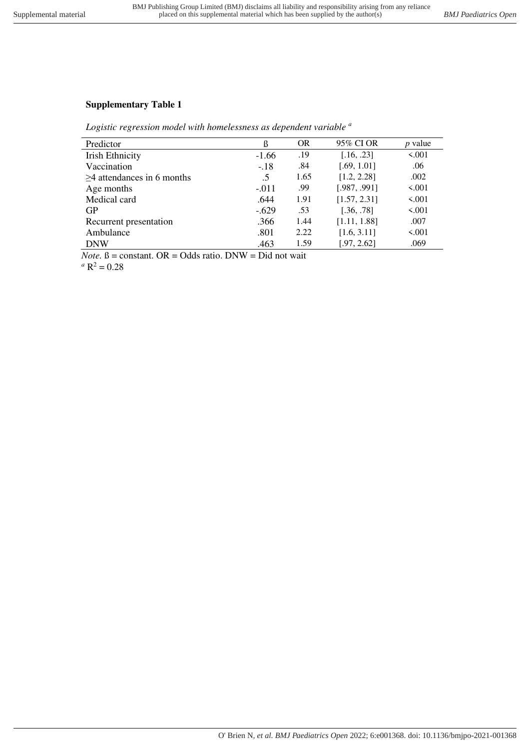**Supplementary Table 1**

*Logistic regression model with homelessness as dependent variable [a]*

| Predictor | ß | OR | 95% CI OR | *p* value |
|---|---|---|---|---|
| Irish Ethnicity | -1.66 | .19 | [.16, .23] | <.001 |
| Vaccination | -.18 | .84 | [.69, 1.01] | .06 |
| ≥4 attendances in 6 months | .5 | 1.65 | [1.2, 2.28] | .002 |
| Age months | -.011 | .99 | [.987, .991] | <.001 |
| Medical card | .644 | 1.91 | [1.57, 2.31] | <.001 |
| GP | -.629 | .53 | [.36, .78] | <.001 |
| Recurrent presentation | .366 | 1.44 | [1.11, 1.88] | .007 |
| Ambulance | .801 | 2.22 | [1.6, 3.11] | <.001 |
| DNW | .463 | 1.59 | [.97, 2.62] | .069 |

*Note.* ß = constant. OR = Odds ratio. DNW = Did not wait

[a] $R^2 = 0.28$